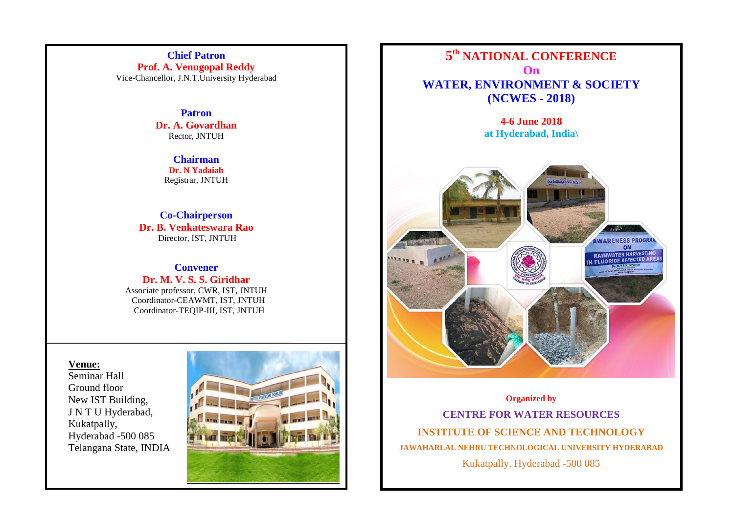**Chief Patron**
**Prof. A. Venugopal Reddy**
Vice-Chancellor, J.N.T.University Hyderabad

**Patron**
**Dr. A. Govardhan**
Rector, JNTUH

**Chairman**
**Dr. N Yadaiah**
Registrar, JNTUH

**Co-Chairperson**
**Dr. B. Venkateswara Rao**
Director, IST, JNTUH

**Convener**
**Dr. M. V. S. S. Giridhar**
Associate professor, CWR, IST, JNTUH
Coordinator-CEAWMT, IST, JNTUH
Coordinator-TEQIP-III, IST, JNTUH

**Venue:**
Seminar Hall
Ground floor
New IST Building,
J N T U Hyderabad,
Kukatpally,
Hyderabad -500 085
Telangana State, INDIA

# 5th NATIONAL CONFERENCE On WATER, ENVIRONMENT & SOCIETY (NCWES - 2018)

**4-6 June 2018**
**at Hyderabad, India\**

**Organized by**

**CENTRE FOR WATER RESOURCES**

**INSTITUTE OF SCIENCE AND TECHNOLOGY**

**JAWAHARLAL NEHRU TECHNOLOGICAL UNIVERSITY HYDERABAD**

Kukatpally, Hyderabad -500 085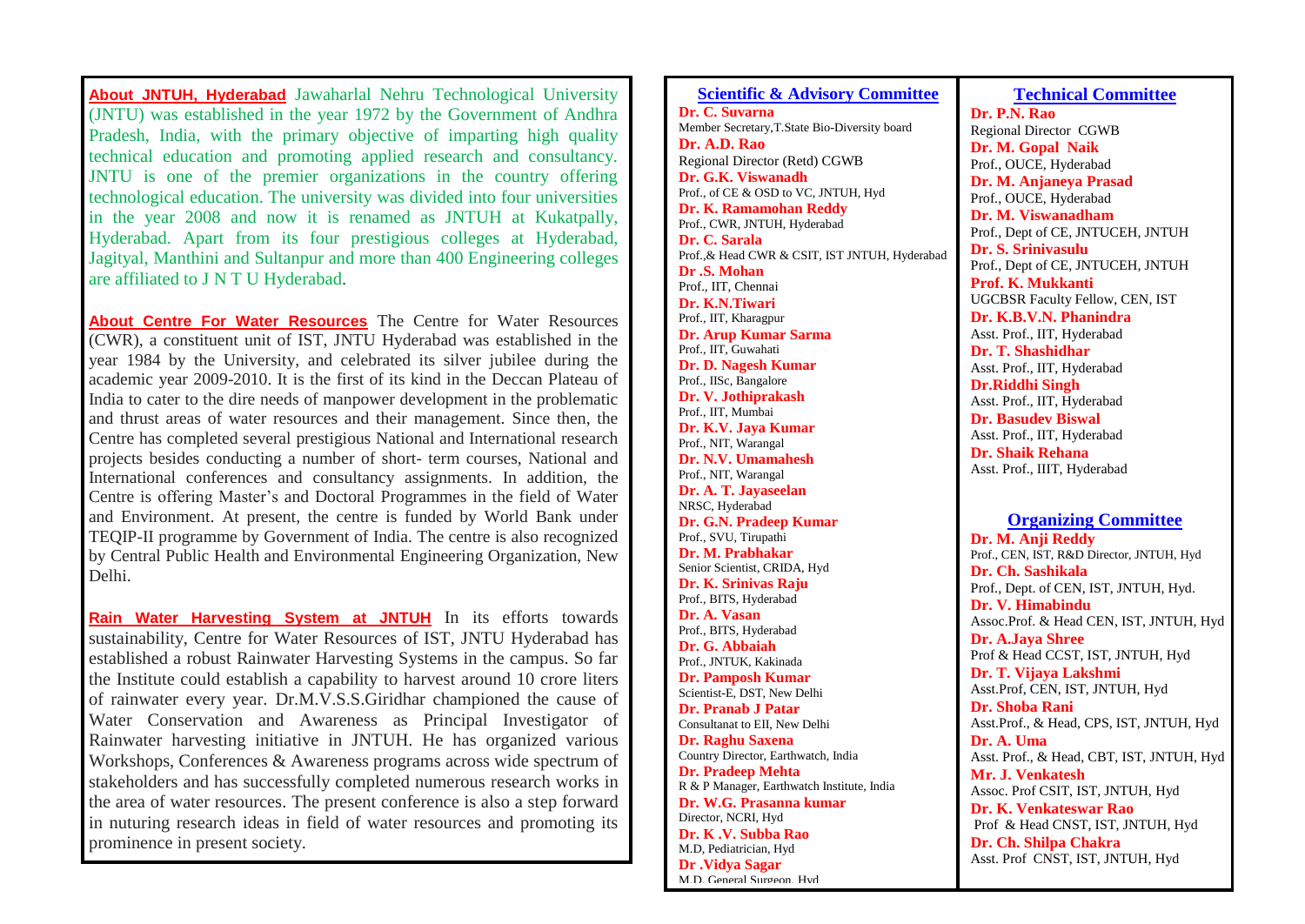**About JNTUH, Hyderabad** Jawaharlal Nehru Technological University (JNTU) was established in the year 1972 by the Government of Andhra Pradesh, India, with the primary objective of imparting high quality technical education and promoting applied research and consultancy. JNTU is one of the premier organizations in the country offering technological education. The university was divided into four universities in the year 2008 and now it is renamed as JNTUH at Kukatpally, Hyderabad. Apart from its four prestigious colleges at Hyderabad, Jagityal, Manthini and Sultanpur and more than 400 Engineering colleges are affiliated to J N T U Hyderabad.

**About Centre For Water Resources** The Centre for Water Resources (CWR), a constituent unit of IST, JNTU Hyderabad was established in the year 1984 by the University, and celebrated its silver jubilee during the academic year 2009-2010. It is the first of its kind in the Deccan Plateau of India to cater to the dire needs of manpower development in the problematic and thrust areas of water resources and their management. Since then, the Centre has completed several prestigious National and International research projects besides conducting a number of short- term courses, National and International conferences and consultancy assignments. In addition, the Centre is offering Master's and Doctoral Programmes in the field of Water and Environment. At present, the centre is funded by World Bank under TEQIP-II programme by Government of India. The centre is also recognized by Central Public Health and Environmental Engineering Organization, New Delhi.

**Rain Water Harvesting System at JNTUH** In its efforts towards sustainability, Centre for Water Resources of IST, JNTU Hyderabad has established a robust Rainwater Harvesting Systems in the campus. So far the Institute could establish a capability to harvest around 10 crore liters of rainwater every year. Dr.M.V.S.S.Giridhar championed the cause of Water Conservation and Awareness as Principal Investigator of Rainwater harvesting initiative in JNTUH. He has organized various Workshops, Conferences & Awareness programs across wide spectrum of stakeholders and has successfully completed numerous research works in the area of water resources. The present conference is also a step forward in nuturing research ideas in field of water resources and promoting its prominence in present society.

## Scientific & Advisory Committee

**Dr. C. Suvarna**
Member Secretary,T.State Bio-Diversity board

**Dr. A.D. Rao**
Regional Director (Retd) CGWB

**Dr. G.K. Viswanadh**
Prof., of CE & OSD to VC, JNTUH, Hyd

**Dr. K. Ramamohan Reddy**
Prof., CWR, JNTUH, Hyderabad

**Dr. C. Sarala**
Prof.,& Head CWR & CSIT, IST JNTUH, Hyderabad

**Dr .S. Mohan**
Prof., IIT, Chennai

**Dr. K.N.Tiwari**
Prof., IIT, Kharagpur

**Dr. Arup Kumar Sarma**
Prof., IIT, Guwahati

**Dr. D. Nagesh Kumar**
Prof., IISc, Bangalore

**Dr. V. Jothiprakash**
Prof., IIT, Mumbai

**Dr. K.V. Jaya Kumar**
Prof., NIT, Warangal

**Dr. N.V. Umamahesh**
Prof., NIT, Warangal

**Dr. A. T. Jayaseelan**
NRSC, Hyderabad

**Dr. G.N. Pradeep Kumar**
Prof., SVU, Tirupathi

**Dr. M. Prabhakar**
Senior Scientist, CRIDA, Hyd

**Dr. K. Srinivas Raju**
Prof., BITS, Hyderabad

**Dr. A. Vasan**
Prof., BITS, Hyderabad

**Dr. G. Abbaiah**
Prof., JNTUK, Kakinada

**Dr. Pamposh Kumar**
Scientist-E, DST, New Delhi

**Dr. Pranab J Patar**
Consultanat to EII, New Delhi

**Dr. Raghu Saxena**
Country Director, Earthwatch, India

**Dr. Pradeep Mehta**
R & P Manager, Earthwatch Institute, India

**Dr. W.G. Prasanna kumar**
Director, NCRI, Hyd

**Dr. K .V. Subba Rao**
M.D, Pediatrician, Hyd

**Dr .Vidya Sagar**
M.D, General Surgeon, Hyd

## Technical Committee

**Dr. P.N. Rao**
Regional Director CGWB

**Dr. M. Gopal Naik**
Prof., OUCE, Hyderabad

**Dr. M. Anjaneya Prasad**
Prof., OUCE, Hyderabad

**Dr. M. Viswanadham**
Prof., Dept of CE, JNTUCEH, JNTUH

**Dr. S. Srinivasulu**
Prof., Dept of CE, JNTUCEH, JNTUH

**Prof. K. Mukkanti**
UGCBSR Faculty Fellow, CEN, IST

**Dr. K.B.V.N. Phanindra**
Asst. Prof., IIT, Hyderabad

**Dr. T. Shashidhar**
Asst. Prof., IIT, Hyderabad

**Dr.Riddhi Singh**
Asst. Prof., IIT, Hyderabad

**Dr. Basudev Biswal**
Asst. Prof., IIT, Hyderabad

**Dr. Shaik Rehana**
Asst. Prof., IIIT, Hyderabad

## Organizing Committee

**Dr. M. Anji Reddy**
Prof., CEN, IST, R&D Director, JNTUH, Hyd

**Dr. Ch. Sashikala**
Prof., Dept. of CEN, IST, JNTUH, Hyd.

**Dr. V. Himabindu**
Assoc.Prof. & Head CEN, IST, JNTUH, Hyd

**Dr. A.Jaya Shree**
Prof & Head CCST, IST, JNTUH, Hyd

**Dr. T. Vijaya Lakshmi**
Asst.Prof, CEN, IST, JNTUH, Hyd

**Dr. Shoba Rani**
Asst.Prof., & Head, CPS, IST, JNTUH, Hyd

**Dr. A. Uma**
Asst. Prof., & Head, CBT, IST, JNTUH, Hyd

**Mr. J. Venkatesh**
Assoc. Prof CSIT, IST, JNTUH, Hyd

**Dr. K. Venkateswar Rao**
Prof & Head CNST, IST, JNTUH, Hyd

**Dr. Ch. Shilpa Chakra**
Asst. Prof CNST, IST, JNTUH, Hyd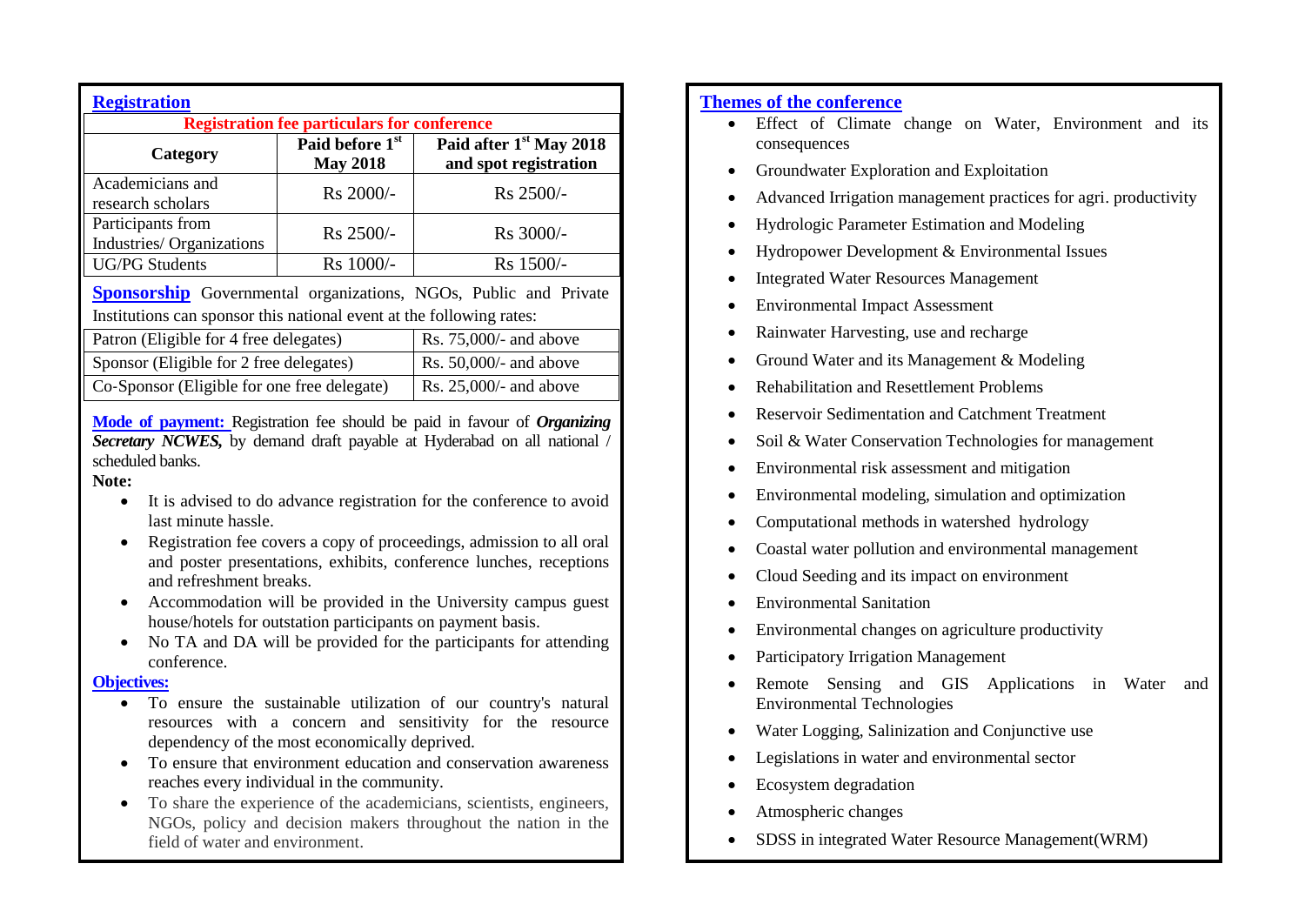## Registration

| Registration fee particulars for conference | | |
|---|---|---|
| **Category** | **Paid before 1st May 2018** | **Paid after 1st May 2018 and spot registration** |
| Academicians and research scholars | Rs 2000/- | Rs 2500/- |
| Participants from Industries/ Organizations | Rs 2500/- | Rs 3000/- |
| UG/PG Students | Rs 1000/- | Rs 1500/- |

**Sponsorship** Governmental organizations, NGOs, Public and Private Institutions can sponsor this national event at the following rates:

| | |
|---|---|
| Patron (Eligible for 4 free delegates) | Rs. 75,000/- and above |
| Sponsor (Eligible for 2 free delegates) | Rs. 50,000/- and above |
| Co-Sponsor (Eligible for one free delegate) | Rs. 25,000/- and above |

**Mode of payment:** Registration fee should be paid in favour of ***Organizing Secretary NCWES,*** by demand draft payable at Hyderabad on all national / scheduled banks.

**Note:**

- It is advised to do advance registration for the conference to avoid last minute hassle.
- Registration fee covers a copy of proceedings, admission to all oral and poster presentations, exhibits, conference lunches, receptions and refreshment breaks.
- Accommodation will be provided in the University campus guest house/hotels for outstation participants on payment basis.
- No TA and DA will be provided for the participants for attending conference.

**Objectives:**

- To ensure the sustainable utilization of our country's natural resources with a concern and sensitivity for the resource dependency of the most economically deprived.
- To ensure that environment education and conservation awareness reaches every individual in the community.
- To share the experience of the academicians, scientists, engineers, NGOs, policy and decision makers throughout the nation in the field of water and environment.

## Themes of the conference

- Effect of Climate change on Water, Environment and its consequences
- Groundwater Exploration and Exploitation
- Advanced Irrigation management practices for agri. productivity
- Hydrologic Parameter Estimation and Modeling
- Hydropower Development & Environmental Issues
- Integrated Water Resources Management
- Environmental Impact Assessment
- Rainwater Harvesting, use and recharge
- Ground Water and its Management & Modeling
- Rehabilitation and Resettlement Problems
- Reservoir Sedimentation and Catchment Treatment
- Soil & Water Conservation Technologies for management
- Environmental risk assessment and mitigation
- Environmental modeling, simulation and optimization
- Computational methods in watershed hydrology
- Coastal water pollution and environmental management
- Cloud Seeding and its impact on environment
- Environmental Sanitation
- Environmental changes on agriculture productivity
- Participatory Irrigation Management
- Remote Sensing and GIS Applications in Water and Environmental Technologies
- Water Logging, Salinization and Conjunctive use
- Legislations in water and environmental sector
- Ecosystem degradation
- Atmospheric changes
- SDSS in integrated Water Resource Management(WRM)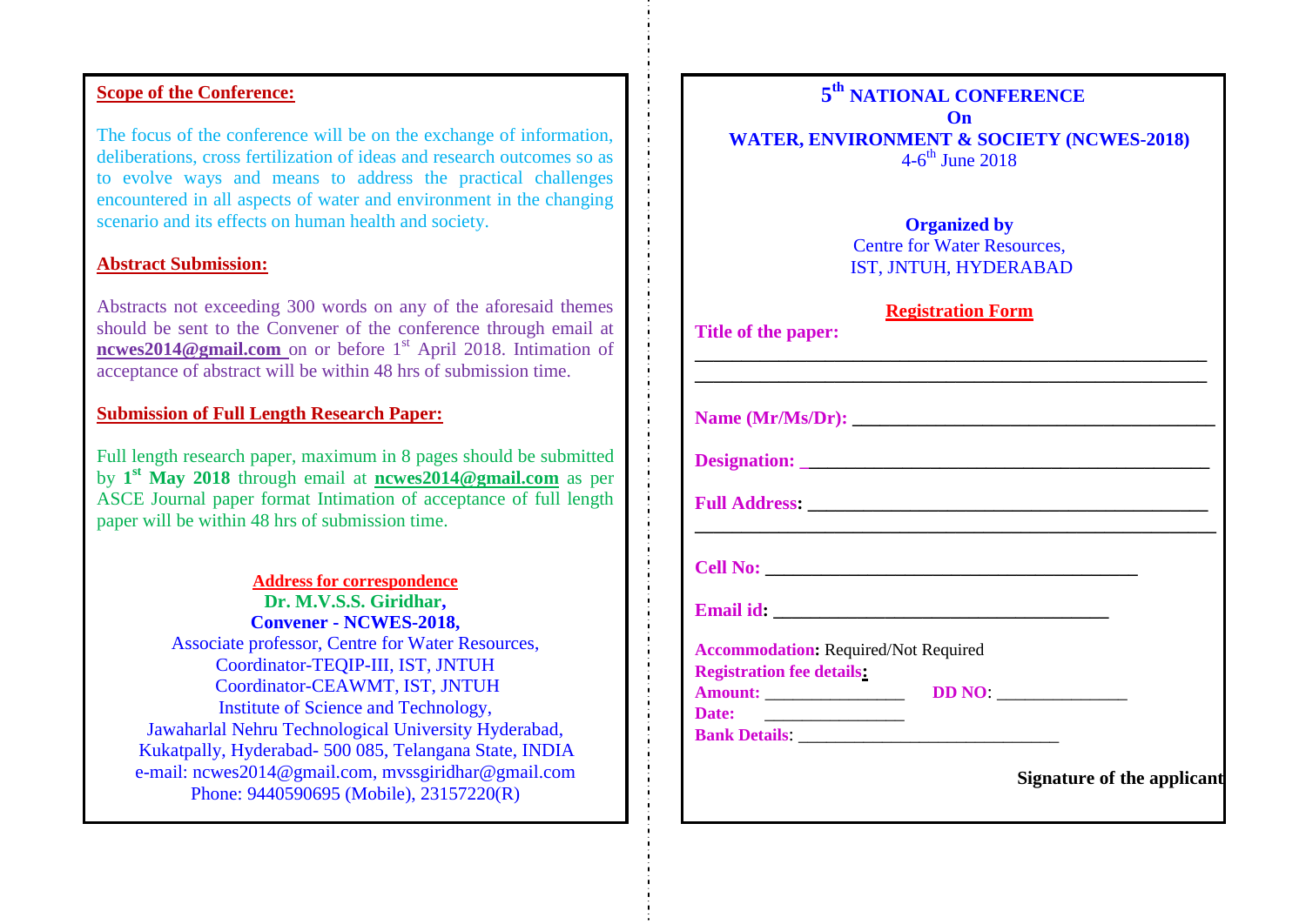## Scope of the Conference:

The focus of the conference will be on the exchange of information, deliberations, cross fertilization of ideas and research outcomes so as to evolve ways and means to address the practical challenges encountered in all aspects of water and environment in the changing scenario and its effects on human health and society.

## Abstract Submission:

Abstracts not exceeding 300 words on any of the aforesaid themes should be sent to the Convener of the conference through email at **ncwes2014@gmail.com** on or before 1st April 2018. Intimation of acceptance of abstract will be within 48 hrs of submission time.

## Submission of Full Length Research Paper:

Full length research paper, maximum in 8 pages should be submitted by **1st May 2018** through email at **ncwes2014@gmail.com** as per ASCE Journal paper format Intimation of acceptance of full length paper will be within 48 hrs of submission time.

**Address for correspondence**

**Dr. M.V.S.S. Giridhar,**
**Convener - NCWES-2018,**
Associate professor, Centre for Water Resources,
Coordinator-TEQIP-III, IST, JNTUH
Coordinator-CEAWMT, IST, JNTUH
Institute of Science and Technology,
Jawaharlal Nehru Technological University Hyderabad,
Kukatpally, Hyderabad- 500 085, Telangana State, INDIA
e-mail: ncwes2014@gmail.com, mvssgiridhar@gmail.com
Phone: 9440590695 (Mobile), 23157220(R)

# 5th NATIONAL CONFERENCE On WATER, ENVIRONMENT & SOCIETY (NCWES-2018)

4-6th June 2018

**Organized by**
Centre for Water Resources,
IST, JNTUH, HYDERABAD

## Registration Form

**Title of the paper:**

______________________________________________________

______________________________________________________

**Name (Mr/Ms/Dr):** ______________________________________

**Designation:** _________________________________________

**Full Address:** ________________________________________

______________________________________________________

**Cell No:** ______________________________________

**Email id:** ___________________________________

**Accommodation:** Required/Not Required

**Registration fee details:**

**Amount:** _______________ **DD NO**: ______________

**Date:** _______________

**Bank Details**: _____________________________

**Signature of the applicant**